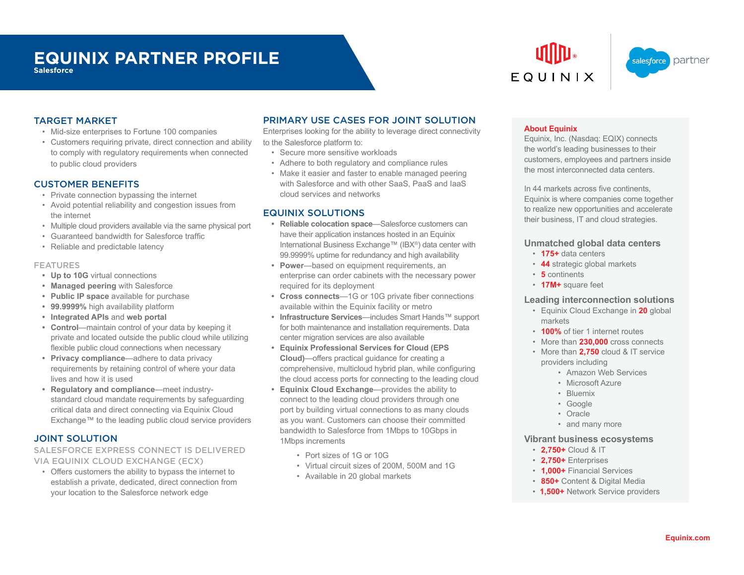# EQUINIX PARTNER PROFILE

**Salesforce**

## TARGET MARKET

- Mid-size enterprises to Fortune 100 companies
- Customers requiring private, direct connection and ability to comply with regulatory requirements when connected to public cloud providers

## CUSTOMER BENEFITS

- Private connection bypassing the internet
- Avoid potential reliability and congestion issues from the internet
- Multiple cloud providers available via the same physical port
- Guaranteed bandwidth for Salesforce traffic
- Reliable and predictable latency

### FEATURES

- **Up to 10G** virtual connections
- **Managed peering** with Salesforce
- **Public IP space** available for purchase
- **99.9999%** high availability platform
- **Integrated APIs** and **web portal**
- **Control**—maintain control of your data by keeping it private and located outside the public cloud while utilizing flexible public cloud connections when necessary
- **Privacy compliance**—adhere to data privacy requirements by retaining control of where your data lives and how it is used
- **Regulatory and compliance**—meet industry-standard cloud mandate requirements by safeguarding critical data and direct connecting via Equinix Cloud Exchange™ to the leading public cloud service providers

## JOINT SOLUTION

### SALESFORCE EXPRESS CONNECT IS DELIVERED VIA EQUINIX CLOUD EXCHANGE (ECX)

- Offers customers the ability to bypass the internet to establish a private, dedicated, direct connection from your location to the Salesforce network edge

## PRIMARY USE CASES FOR JOINT SOLUTION

Enterprises looking for the ability to leverage direct connectivity to the Salesforce platform to:

- Secure more sensitive workloads
- Adhere to both regulatory and compliance rules
- Make it easier and faster to enable managed peering with Salesforce and with other SaaS, PaaS and IaaS cloud services and networks

## EQUINIX SOLUTIONS

- **Reliable colocation space**—Salesforce customers can have their application instances hosted in an Equinix International Business Exchange™ (IBX®) data center with 99.9999% uptime for redundancy and high availability
- **Power**—based on equipment requirements, an enterprise can order cabinets with the necessary power required for its deployment
- **Cross connects**—1G or 10G private fiber connections available within the Equinix facility or metro
- **Infrastructure Services**—includes Smart Hands™ support for both maintenance and installation requirements. Data center migration services are also available
- **Equinix Professional Services for Cloud (EPS Cloud)**—offers practical guidance for creating a comprehensive, multicloud hybrid plan, while configuring the cloud access ports for connecting to the leading cloud
- **Equinix Cloud Exchange**—provides the ability to connect to the leading cloud providers through one port by building virtual connections to as many clouds as you want. Customers can choose their committed bandwidth to Salesforce from 1Mbps to 10Gbps in 1Mbps increments
  - Port sizes of 1G or 10G
  - Virtual circuit sizes of 200M, 500M and 1G
  - Available in 20 global markets

**About Equinix**

Equinix, Inc. (Nasdaq: EQIX) connects the world's leading businesses to their customers, employees and partners inside the most interconnected data centers.

In 44 markets across five continents, Equinix is where companies come together to realize new opportunities and accelerate their business, IT and cloud strategies.

### Unmatched global data centers

- **175+** data centers
- **44** strategic global markets
- **5** continents
- **17M+** square feet

### Leading interconnection solutions

- Equinix Cloud Exchange in **20** global markets
- **100%** of tier 1 internet routes
- More than **230,000** cross connects
- More than **2,750** cloud & IT service providers including
  - Amazon Web Services
  - Microsoft Azure
  - Bluemix
  - Google
  - Oracle
  - and many more

### Vibrant business ecosystems

- **2,750+** Cloud & IT
- **2,750+** Enterprises
- **1,000+** Financial Services
- **850+** Content & Digital Media
- **1,500+** Network Service providers

Equinix.com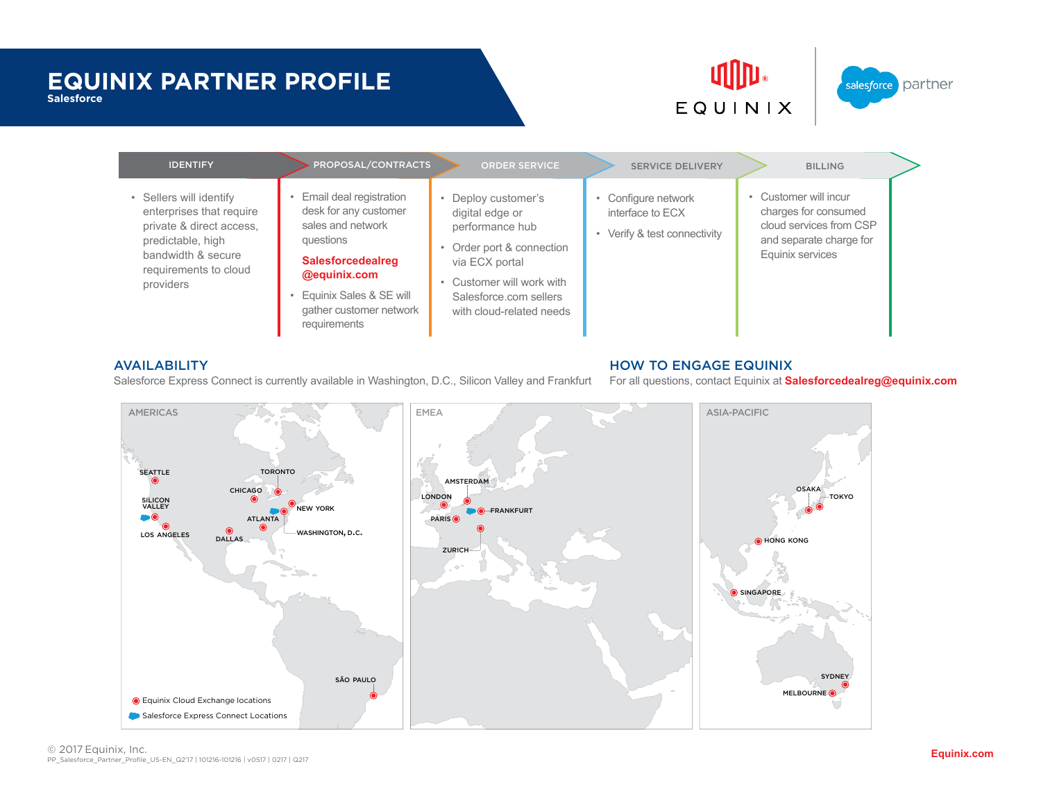# EQUINIX PARTNER PROFILE

**Salesforce**

| IDENTIFY | PROPOSAL/CONTRACTS | ORDER SERVICE | SERVICE DELIVERY | BILLING |
|---|---|---|---|---|
| • Sellers will identify enterprises that require private & direct access, predictable, high bandwidth & secure requirements to cloud providers | • Email deal registration desk for any customer sales and network questions<br>**Salesforcedealreg@equinix.com**<br>• Equinix Sales & SE will gather customer network requirements | • Deploy customer's digital edge or performance hub<br>• Order port & connection via ECX portal<br>• Customer will work with Salesforce.com sellers with cloud-related needs | • Configure network interface to ECX<br>• Verify & test connectivity | • Customer will incur charges for consumed cloud services from CSP and separate charge for Equinix services |

## AVAILABILITY

Salesforce Express Connect is currently available in Washington, D.C., Silicon Valley and Frankfurt

## HOW TO ENGAGE EQUINIX

For all questions, contact Equinix at **Salesforcedealreg@equinix.com**

AMERICAS

SEATTLE
TORONTO
CHICAGO
SILICON VALLEY
NEW YORK
ATLANTA
LOS ANGELES
DALLAS
WASHINGTON, D.C.
SÃO PAULO

Equinix Cloud Exchange locations
Salesforce Express Connect Locations

EMEA

AMSTERDAM
LONDON
FRANKFURT
PARIS
ZURICH

ASIA-PACIFIC

OSAKA
TOKYO
HONG KONG
SINGAPORE
SYDNEY
MELBOURNE

© 2017 Equinix, Inc.
PP_Salesforce_Partner_Profile_US-EN_Q2'17 | 101216-101216 | v0517 | 0217 | Q217

Equinix.com